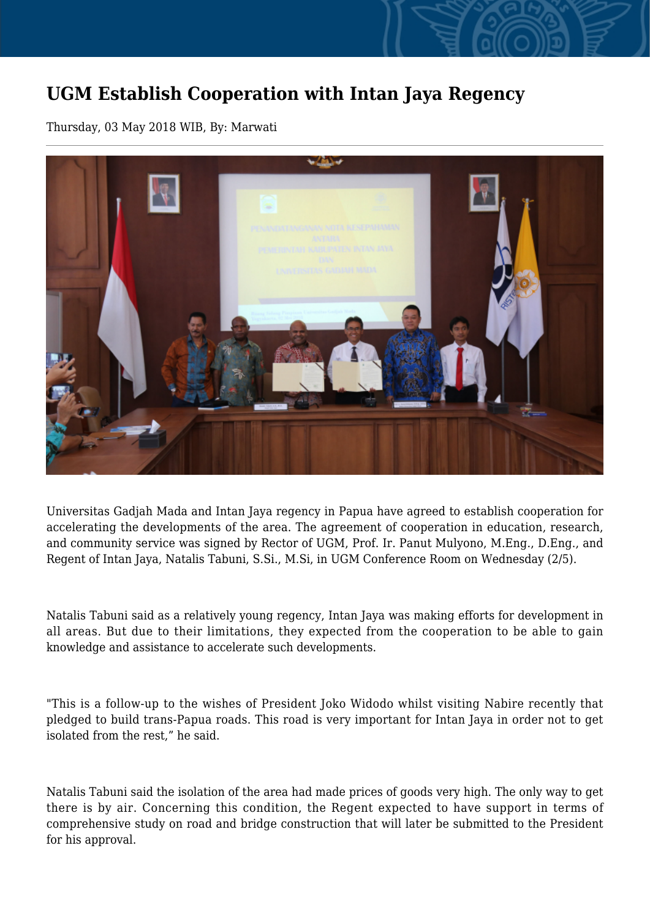# UGM Establish Cooperation with Intan Jaya Regency

Thursday, 03 May 2018 WIB, By: Marwati

Universitas Gadjah Mada and Intan Jaya regency in Papua have agreed to establish cooperation for accelerating the developments of the area. The agreement of cooperation in education, research, and community service was signed by Rector of UGM, Prof. Ir. Panut Mulyono, M.Eng., D.Eng., and Regent of Intan Jaya, Natalis Tabuni, S.Si., M.Si, in UGM Conference Room on Wednesday (2/5).

Natalis Tabuni said as a relatively young regency, Intan Jaya was making efforts for development in all areas. But due to their limitations, they expected from the cooperation to be able to gain knowledge and assistance to accelerate such developments.

"This is a follow-up to the wishes of President Joko Widodo whilst visiting Nabire recently that pledged to build trans-Papua roads. This road is very important for Intan Jaya in order not to get isolated from the rest," he said.

Natalis Tabuni said the isolation of the area had made prices of goods very high. The only way to get there is by air. Concerning this condition, the Regent expected to have support in terms of comprehensive study on road and bridge construction that will later be submitted to the President for his approval.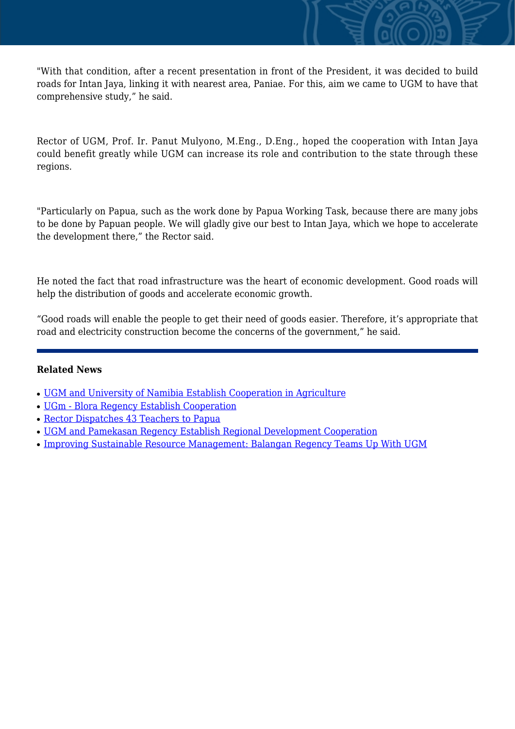"With that condition, after a recent presentation in front of the President, it was decided to build roads for Intan Jaya, linking it with nearest area, Paniae. For this, aim we came to UGM to have that comprehensive study," he said.

Rector of UGM, Prof. Ir. Panut Mulyono, M.Eng., D.Eng., hoped the cooperation with Intan Jaya could benefit greatly while UGM can increase its role and contribution to the state through these regions.

"Particularly on Papua, such as the work done by Papua Working Task, because there are many jobs to be done by Papuan people. We will gladly give our best to Intan Jaya, which we hope to accelerate the development there," the Rector said.

He noted the fact that road infrastructure was the heart of economic development. Good roads will help the distribution of goods and accelerate economic growth.

"Good roads will enable the people to get their need of goods easier. Therefore, it's appropriate that road and electricity construction become the concerns of the government," he said.

---

**Related News**

- UGM and University of Namibia Establish Cooperation in Agriculture
- UGm - Blora Regency Establish Cooperation
- Rector Dispatches 43 Teachers to Papua
- UGM and Pamekasan Regency Establish Regional Development Cooperation
- Improving Sustainable Resource Management: Balangan Regency Teams Up With UGM